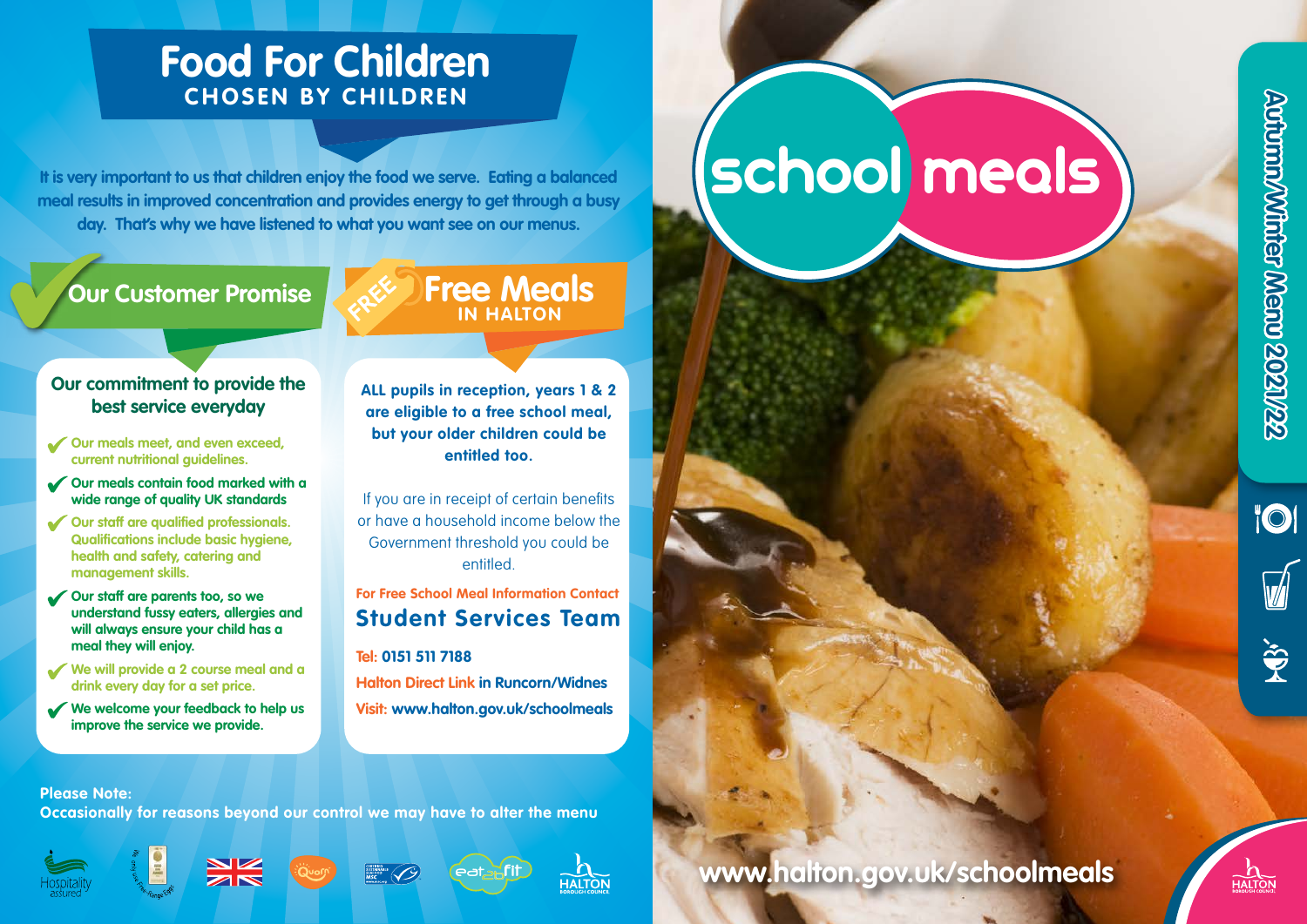# Food For Children
## CHOSEN BY CHILDREN

It is very important to us that children enjoy the food we serve. Eating a balanced meal results in improved concentration and provides energy to get through a busy day. That's why we have listened to what you want see on our menus.

## Our Customer Promise

### Our commitment to provide the best service everyday

- Our meals meet, and even exceed, current nutritional guidelines.
- Our meals contain food marked with a wide range of quality UK standards
- Our staff are qualified professionals. Qualifications include basic hygiene, health and safety, catering and management skills.
- Our staff are parents too, so we understand fussy eaters, allergies and will always ensure your child has a meal they will enjoy.
- We will provide a 2 course meal and a drink every day for a set price.
- We welcome your feedback to help us improve the service we provide.

## FREE Free Meals IN HALTON

**ALL pupils in reception, years 1 & 2 are eligible to a free school meal, but your older children could be entitled too.**

If you are in receipt of certain benefits or have a household income below the Government threshold you could be entitled.

For Free School Meal Information Contact
**Student Services Team**

**Tel: 0151 511 7188**

**Halton Direct Link in Runcorn/Widnes**

**Visit: www.halton.gov.uk/schoolmeals**

**Please Note:**
**Occasionally for reasons beyond our control we may have to alter the menu**

# school meals

**Autumn/Winter Menu 2021/22**

**www.halton.gov.uk/schoolmeals**

HALTON BOROUGH COUNCIL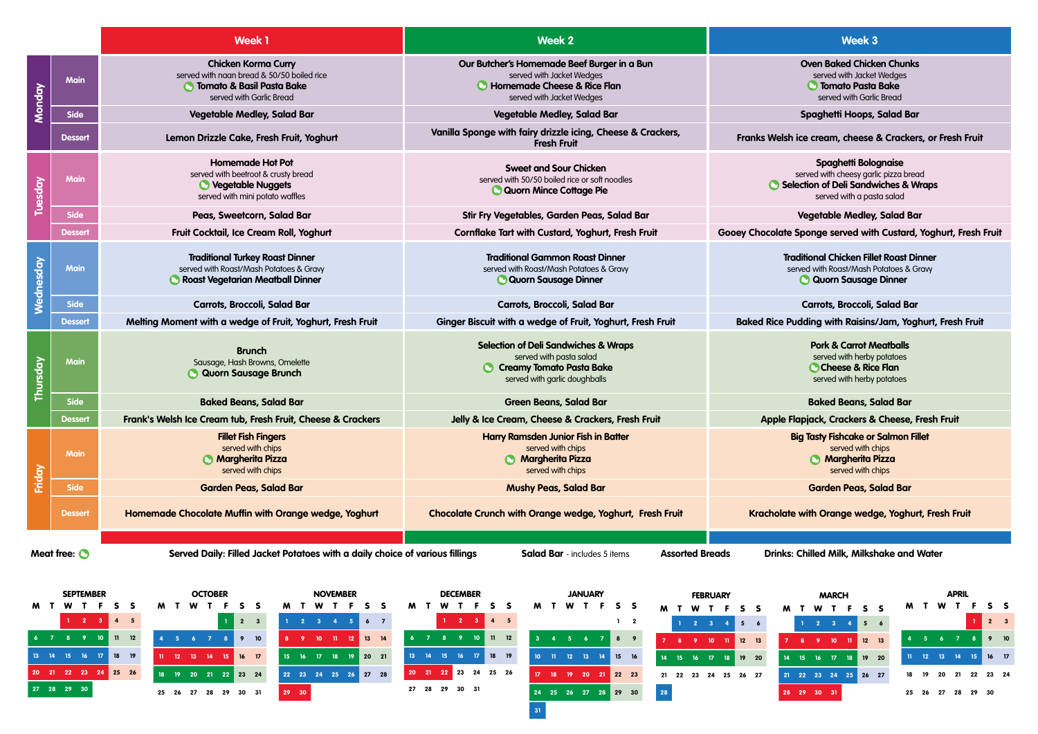| | | Week 1 | Week 2 | Week 3 |
|---|---|---|---|---|
| Monday | Main | **Chicken Korma Curry** served with naan bread & 50/50 boiled rice **Tomato & Basil Pasta Bake** served with Garlic Bread | **Our Butcher's Homemade Beef Burger in a Bun** served with Jacket Wedges **Homemade Cheese & Rice Flan** served with Jacket Wedges | **Oven Baked Chicken Chunks** served with Jacket Wedges **Tomato Pasta Bake** served with Garlic Bread |
| | Side | Vegetable Medley, Salad Bar | Vegetable Medley, Salad Bar | Spaghetti Hoops, Salad Bar |
| | Dessert | Lemon Drizzle Cake, Fresh Fruit, Yoghurt | Vanilla Sponge with fairy drizzle icing, Cheese & Crackers, Fresh Fruit | Franks Welsh ice cream, cheese & Crackers, or Fresh Fruit |
| Tuesday | Main | **Homemade Hot Pot** served with beetroot & crusty bread **Vegetable Nuggets** served with mini potato waffles | **Sweet and Sour Chicken** served with 50/50 boiled rice or soft noodles **Quorn Mince Cottage Pie** | **Spaghetti Bolognaise** served with cheesy garlic pizza bread **Selection of Deli Sandwiches & Wraps** served with a pasta salad |
| | Side | Peas, Sweetcorn, Salad Bar | Stir Fry Vegetables, Garden Peas, Salad Bar | Vegetable Medley, Salad Bar |
| | Dessert | Fruit Cocktail, Ice Cream Roll, Yoghurt | Cornflake Tart with Custard, Yoghurt, Fresh Fruit | Gooey Chocolate Sponge served with Custard, Yoghurt, Fresh Fruit |
| Wednesday | Main | **Traditional Turkey Roast Dinner** served with Roast/Mash Potatoes & Gravy **Roast Vegetarian Meatball Dinner** | **Traditional Gammon Roast Dinner** served with Roast/Mash Potatoes & Gravy **Quorn Sausage Dinner** | **Traditional Chicken Fillet Roast Dinner** served with Roast/Mash Potatoes & Gravy **Quorn Sausage Dinner** |
| | Side | Carrots, Broccoli, Salad Bar | Carrots, Broccoli, Salad Bar | Carrots, Broccoli, Salad Bar |
| | Dessert | Melting Moment with a wedge of Fruit, Yoghurt, Fresh Fruit | Ginger Biscuit with a wedge of Fruit, Yoghurt, Fresh Fruit | Baked Rice Pudding with Raisins/Jam, Yoghurt, Fresh Fruit |
| Thursday | Main | **Brunch** Sausage, Hash Browns, Omelette **Quorn Sausage Brunch** | **Selection of Deli Sandwiches & Wraps** served with pasta salad **Creamy Tomato Pasta Bake** served with garlic doughballs | **Pork & Carrot Meatballs** served with herby potatoes **Cheese & Rice Flan** served with herby potatoes |
| | Side | Baked Beans, Salad Bar | Green Beans, Salad Bar | Baked Beans, Salad Bar |
| | Dessert | Frank's Welsh Ice Cream tub, Fresh Fruit, Cheese & Crackers | Jelly & Ice Cream, Cheese & Crackers, Fresh Fruit | Apple Flapjack, Crackers & Cheese, Fresh Fruit |
| Friday | Main | **Fillet Fish Fingers** served with chips **Margherita Pizza** served with chips | **Harry Ramsden Junior Fish in Batter** served with chips **Margherita Pizza** served with chips | **Big Tasty Fishcake or Salmon Fillet** served with chips **Margherita Pizza** served with chips |
| | Side | Garden Peas, Salad Bar | Mushy Peas, Salad Bar | Garden Peas, Salad Bar |
| | Dessert | Homemade Chocolate Muffin with Orange wedge, Yoghurt | Chocolate Crunch with Orange wedge, Yoghurt, Fresh Fruit | Kracholate with Orange wedge, Yoghurt, Fresh Fruit |

Meat free options: Tomato & Basil Pasta Bake, Homemade Cheese & Rice Flan, Tomato Pasta Bake, Vegetable Nuggets, Quorn Mince Cottage Pie, Selection of Deli Sandwiches & Wraps (Week 3 Tuesday), Roast Vegetarian Meatball Dinner, Quorn Sausage Dinner, Quorn Sausage Brunch, Creamy Tomato Pasta Bake, Cheese & Rice Flan, Margherita Pizza.

**Meat free:**

**Served Daily: Filled Jacket Potatoes with a daily choice of various fillings**

**Salad Bar** - includes 5 items

**Assorted Breads**

**Drinks: Chilled Milk, Milkshake and Water**

**SEPTEMBER**

| M | T | W | T | F | S | S |
|---|---|---|---|---|---|---|
| | | 1 | 2 | 3 | 4 | 5 |
| 6 | 7 | 8 | 9 | 10 | 11 | 12 |
| 13 | 14 | 15 | 16 | 17 | 18 | 19 |
| 20 | 21 | 22 | 23 | 24 | 25 | 26 |
| 27 | 28 | 29 | 30 | | | |

**OCTOBER**

| M | T | W | T | F | S | S |
|---|---|---|---|---|---|---|
| | | | | 1 | 2 | 3 |
| 4 | 5 | 6 | 7 | 8 | 9 | 10 |
| 11 | 12 | 13 | 14 | 15 | 16 | 17 |
| 18 | 19 | 20 | 21 | 22 | 23 | 24 |
| 25 | 26 | 27 | 28 | 29 | 30 | 31 |

**NOVEMBER**

| M | T | W | T | F | S | S |
|---|---|---|---|---|---|---|
| 1 | 2 | 3 | 4 | 5 | 6 | 7 |
| 8 | 9 | 10 | 11 | 12 | 13 | 14 |
| 15 | 16 | 17 | 18 | 19 | 20 | 21 |
| 22 | 23 | 24 | 25 | 26 | 27 | 28 |
| 29 | 30 | | | | | |

**DECEMBER**

| M | T | W | T | F | S | S |
|---|---|---|---|---|---|---|
| | | 1 | 2 | 3 | 4 | 5 |
| 6 | 7 | 8 | 9 | 10 | 11 | 12 |
| 13 | 14 | 15 | 16 | 17 | 18 | 19 |
| 20 | 21 | 22 | 23 | 24 | 25 | 26 |
| 27 | 28 | 29 | 30 | 31 | | |

**JANUARY**

| M | T | W | T | F | S | S |
|---|---|---|---|---|---|---|
| | | | | | 1 | 2 |
| 3 | 4 | 5 | 6 | 7 | 8 | 9 |
| 10 | 11 | 12 | 13 | 14 | 15 | 16 |
| 17 | 18 | 19 | 20 | 21 | 22 | 23 |
| 24 | 25 | 26 | 27 | 28 | 29 | 30 |
| 31 | | | | | | |

**FEBRUARY**

| M | T | W | T | F | S | S |
|---|---|---|---|---|---|---|
| | 1 | 2 | 3 | 4 | 5 | 6 |
| 7 | 8 | 9 | 10 | 11 | 12 | 13 |
| 14 | 15 | 16 | 17 | 18 | 19 | 20 |
| 21 | 22 | 23 | 24 | 25 | 26 | 27 |
| 28 | | | | | | |

**MARCH**

| M | T | W | T | F | S | S |
|---|---|---|---|---|---|---|
| | 1 | 2 | 3 | 4 | 5 | 6 |
| 7 | 8 | 9 | 10 | 11 | 12 | 13 |
| 14 | 15 | 16 | 17 | 18 | 19 | 20 |
| 21 | 22 | 23 | 24 | 25 | 26 | 27 |
| 28 | 29 | 30 | 31 | | | |

**APRIL**

| M | T | W | T | F | S | S |
|---|---|---|---|---|---|---|
| | | | | 1 | 2 | 3 |
| 4 | 5 | 6 | 7 | 8 | 9 | 10 |
| 11 | 12 | 13 | 14 | 15 | 16 | 17 |
| 18 | 19 | 20 | 21 | 22 | 23 | 24 |
| 25 | 26 | 27 | 28 | 29 | 30 | |